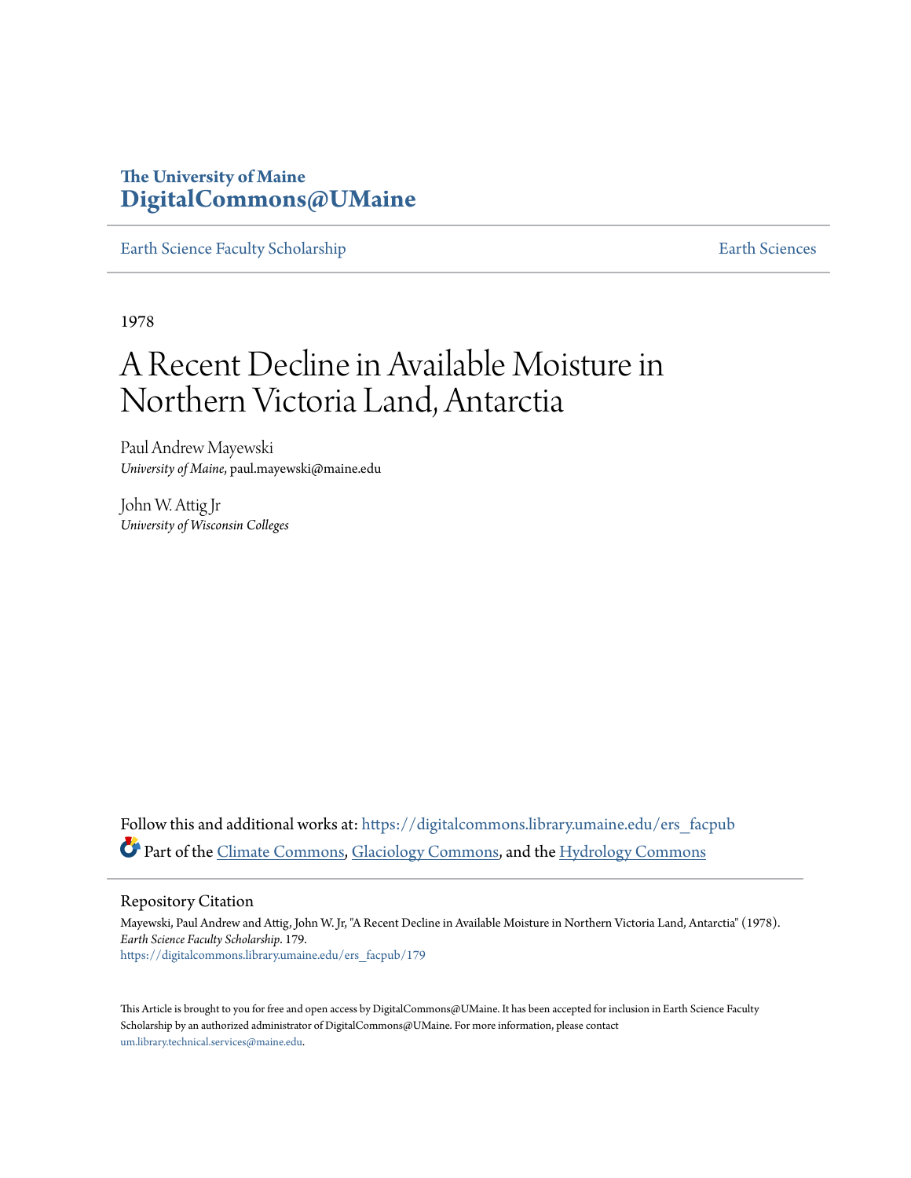The University of Maine
**DigitalCommons@UMaine**

Earth Science Faculty Scholarship | Earth Sciences

1978

# A Recent Decline in Available Moisture in Northern Victoria Land, Antarctia

Paul Andrew Mayewski
*University of Maine*, paul.mayewski@maine.edu

John W. Attig Jr
*University of Wisconsin Colleges*

Follow this and additional works at: https://digitalcommons.library.umaine.edu/ers_facpub

Part of the Climate Commons, Glaciology Commons, and the Hydrology Commons

## Repository Citation

Mayewski, Paul Andrew and Attig, John W. Jr, "A Recent Decline in Available Moisture in Northern Victoria Land, Antarctia" (1978). *Earth Science Faculty Scholarship*. 179.
https://digitalcommons.library.umaine.edu/ers_facpub/179

This Article is brought to you for free and open access by DigitalCommons@UMaine. It has been accepted for inclusion in Earth Science Faculty Scholarship by an authorized administrator of DigitalCommons@UMaine. For more information, please contact um.library.technical.services@maine.edu.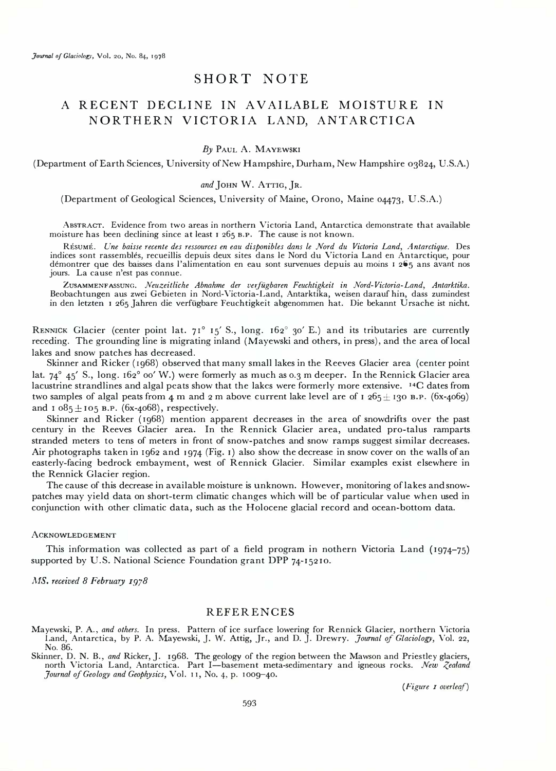*Journal of Glaciology*, Vol. 20, No. 84, 1978

# SHORT NOTE

## A RECENT DECLINE IN AVAILABLE MOISTURE IN NORTHERN VICTORIA LAND, ANTARCTICA

*By* Paul A. Mayewski

(Department of Earth Sciences, University of New Hampshire, Durham, New Hampshire 03824, U.S.A.)

*and* John W. Attig, Jr.

(Department of Geological Sciences, University of Maine, Orono, Maine 04473, U.S.A.)

Abstract. Evidence from two areas in northern Victoria Land, Antarctica demonstrate that available moisture has been declining since at least 1 265 B.P. The cause is not known.

Résumé. *Une baisse recente des ressources en eau disponibles dans le Nord du Victoria Land, Antarctique.* Des indices sont rassemblés, recueillis depuis deux sites dans le Nord du Victoria Land en Antarctique, pour démontrer que des baisses dans l'alimentation en eau sont survenues depuis au moins 1 265 ans avant nos jours. La cause n'est pas connue.

Zusammenfassung. *Neuzeitliche Abnahme der verfügbaren Feuchtigkeit in Nord-Victoria-Land, Antarktika.* Beobachtungen aus zwei Gebieten in Nord-Victoria-Land, Antarktika, weisen darauf hin, dass zumindest in den letzten 1 265 Jahren die verfügbare Feuchtigkeit abgenommen hat. Die bekannt Ursache ist nicht.

Rennick Glacier (center point lat. 71° 15′ S., long. 162° 30′ E.) and its tributaries are currently receding. The grounding line is migrating inland (Mayewski and others, in press), and the area of local lakes and snow patches has decreased.

Skinner and Ricker (1968) observed that many small lakes in the Reeves Glacier area (center point lat. 74° 45′ S., long. 162° 00′ W.) were formerly as much as 0.3 m deeper. In the Rennick Glacier area lacustrine strandlines and algal peats show that the lakes were formerly more extensive. $^{14}C$ dates from two samples of algal peats from 4 m and 2 m above current lake level are of 1 265 ± 130 B.P. (6x-4069) and 1 085 ± 105 B.P. (6x-4068), respectively.

Skinner and Ricker (1968) mention apparent decreases in the area of snowdrifts over the past century in the Reeves Glacier area. In the Rennick Glacier area, undated pro-talus ramparts stranded meters to tens of meters in front of snow-patches and snow ramps suggest similar decreases. Air photographs taken in 1962 and 1974 (Fig. 1) also show the decrease in snow cover on the walls of an easterly-facing bedrock embayment, west of Rennick Glacier. Similar examples exist elsewhere in the Rennick Glacier region.

The cause of this decrease in available moisture is unknown. However, monitoring of lakes and snow-patches may yield data on short-term climatic changes which will be of particular value when used in conjunction with other climatic data, such as the Holocene glacial record and ocean-bottom data.

### Acknowledgement

This information was collected as part of a field program in nothern Victoria Land (1974–75) supported by U.S. National Science Foundation grant DPP 74-15210.

*MS. received 8 February 1978*

## REFERENCES

Mayewski, P. A., *and others*. In press. Pattern of ice surface lowering for Rennick Glacier, northern Victoria Land, Antarctica, by P. A. Mayewski, J. W. Attig, Jr., and D. J. Drewry. *Journal of Glaciology*, Vol. 22, No. 86.

Skinner, D. N. B., *and* Ricker, J. 1968. The geology of the region between the Mawson and Priestley glaciers, north Victoria Land, Antarctica. Part I—basement meta-sedimentary and igneous rocks. *New Zealand Journal of Geology and Geophysics*, Vol. 11, No. 4, p. 1009–40.

(*Figure 1 overleaf*)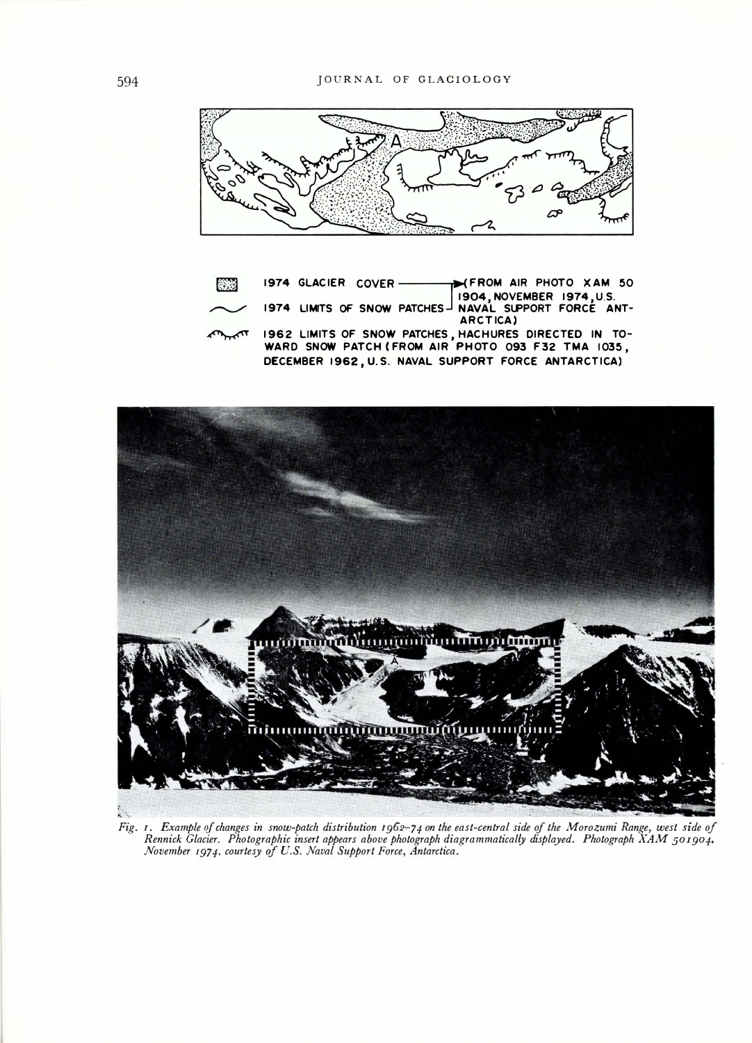A

1974 GLACIER COVER

1974 LIMITS OF SNOW PATCHES

(FROM AIR PHOTO XAM 50 1904, NOVEMBER 1974, U.S. NAVAL SUPPORT FORCE ANTARCTICA)

1962 LIMITS OF SNOW PATCHES, HACHURES DIRECTED IN TOWARD SNOW PATCH (FROM AIR PHOTO 093 F32 TMA 1035, DECEMBER 1962, U.S. NAVAL SUPPORT FORCE ANTARCTICA)

A

*Fig. 1. Example of changes in snow-patch distribution 1962–74 on the east-central side of the Morozumi Range, west side of Rennick Glacier. Photographic insert appears above photograph diagrammatically displayed. Photograph XAM 501904, November 1974, courtesy of U.S. Naval Support Force, Antarctica.*